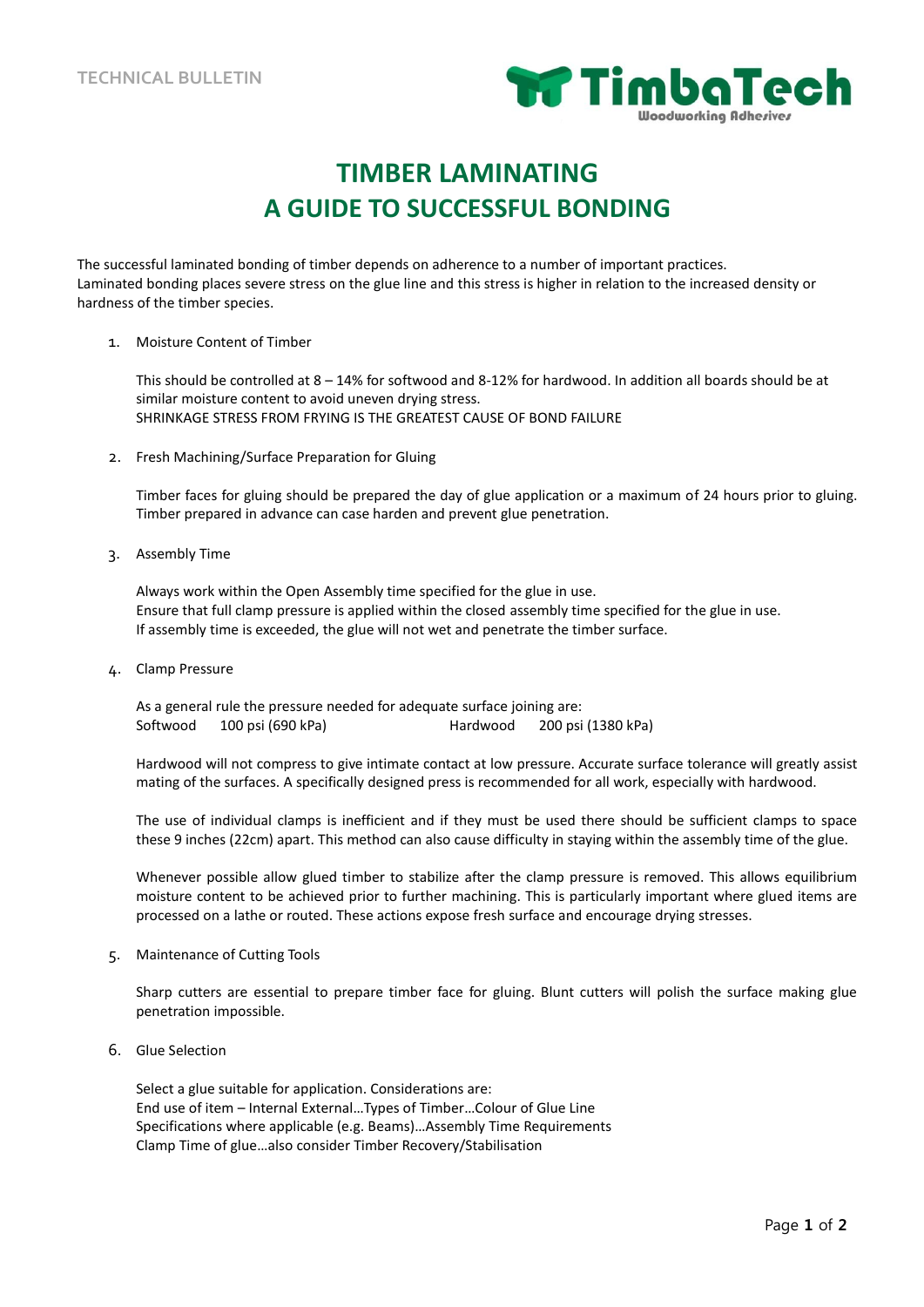TECHNICAL BULLETIN

TimbaTech
Woodworking Adhesives

# TIMBER LAMINATING
# A GUIDE TO SUCCESSFUL BONDING

The successful laminated bonding of timber depends on adherence to a number of important practices.
Laminated bonding places severe stress on the glue line and this stress is higher in relation to the increased density or hardness of the timber species.

1. Moisture Content of Timber

   This should be controlled at 8 – 14% for softwood and 8-12% for hardwood. In addition all boards should be at similar moisture content to avoid uneven drying stress.
   SHRINKAGE STRESS FROM FRYING IS THE GREATEST CAUSE OF BOND FAILURE

2. Fresh Machining/Surface Preparation for Gluing

   Timber faces for gluing should be prepared the day of glue application or a maximum of 24 hours prior to gluing. Timber prepared in advance can case harden and prevent glue penetration.

3. Assembly Time

   Always work within the Open Assembly time specified for the glue in use.
   Ensure that full clamp pressure is applied within the closed assembly time specified for the glue in use.
   If assembly time is exceeded, the glue will not wet and penetrate the timber surface.

4. Clamp Pressure

   As a general rule the pressure needed for adequate surface joining are:
   Softwood 100 psi (690 kPa) Hardwood 200 psi (1380 kPa)

   Hardwood will not compress to give intimate contact at low pressure. Accurate surface tolerance will greatly assist mating of the surfaces. A specifically designed press is recommended for all work, especially with hardwood.

   The use of individual clamps is inefficient and if they must be used there should be sufficient clamps to space these 9 inches (22cm) apart. This method can also cause difficulty in staying within the assembly time of the glue.

   Whenever possible allow glued timber to stabilize after the clamp pressure is removed. This allows equilibrium moisture content to be achieved prior to further machining. This is particularly important where glued items are processed on a lathe or routed. These actions expose fresh surface and encourage drying stresses.

5. Maintenance of Cutting Tools

   Sharp cutters are essential to prepare timber face for gluing. Blunt cutters will polish the surface making glue penetration impossible.

6. Glue Selection

   Select a glue suitable for application. Considerations are:
   End use of item – Internal External…Types of Timber…Colour of Glue Line
   Specifications where applicable (e.g. Beams)…Assembly Time Requirements
   Clamp Time of glue…also consider Timber Recovery/Stabilisation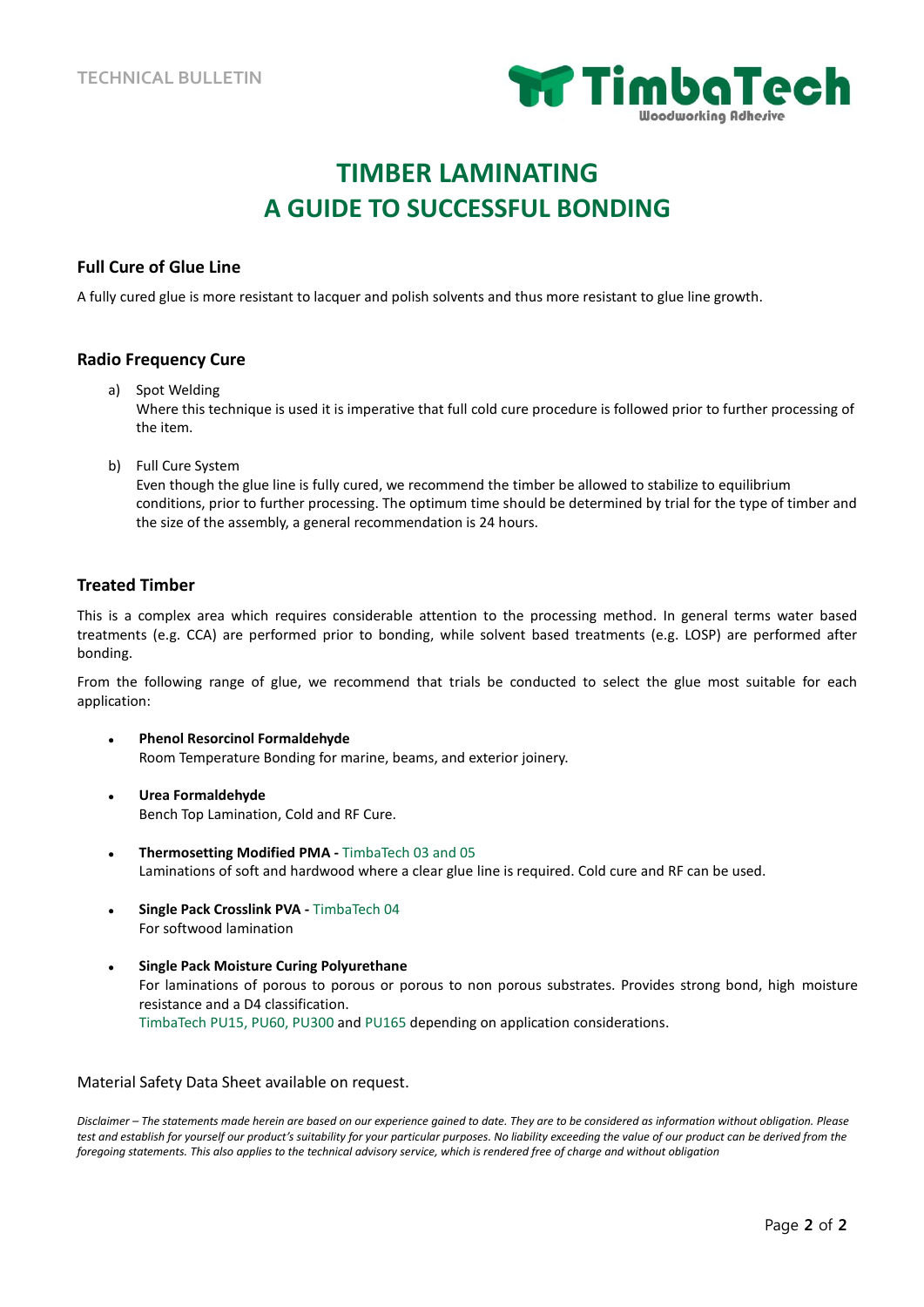# TIMBER LAMINATING
# A GUIDE TO SUCCESSFUL BONDING

## Full Cure of Glue Line

A fully cured glue is more resistant to lacquer and polish solvents and thus more resistant to glue line growth.

## Radio Frequency Cure

a) Spot Welding
   Where this technique is used it is imperative that full cold cure procedure is followed prior to further processing of the item.

b) Full Cure System
   Even though the glue line is fully cured, we recommend the timber be allowed to stabilize to equilibrium conditions, prior to further processing. The optimum time should be determined by trial for the type of timber and the size of the assembly, a general recommendation is 24 hours.

## Treated Timber

This is a complex area which requires considerable attention to the processing method. In general terms water based treatments (e.g. CCA) are performed prior to bonding, while solvent based treatments (e.g. LOSP) are performed after bonding.

From the following range of glue, we recommend that trials be conducted to select the glue most suitable for each application:

- **Phenol Resorcinol Formaldehyde**
  Room Temperature Bonding for marine, beams, and exterior joinery.

- **Urea Formaldehyde**
  Bench Top Lamination, Cold and RF Cure.

- **Thermosetting Modified PMA -** TimbaTech 03 and 05
  Laminations of soft and hardwood where a clear glue line is required. Cold cure and RF can be used.

- **Single Pack Crosslink PVA -** TimbaTech 04
  For softwood lamination

- **Single Pack Moisture Curing Polyurethane**
  For laminations of porous to porous or porous to non porous substrates. Provides strong bond, high moisture resistance and a D4 classification.
  TimbaTech PU15, PU60, PU300 and PU165 depending on application considerations.

Material Safety Data Sheet available on request.

*Disclaimer – The statements made herein are based on our experience gained to date. They are to be considered as information without obligation. Please test and establish for yourself our product's suitability for your particular purposes. No liability exceeding the value of our product can be derived from the foregoing statements. This also applies to the technical advisory service, which is rendered free of charge and without obligation*